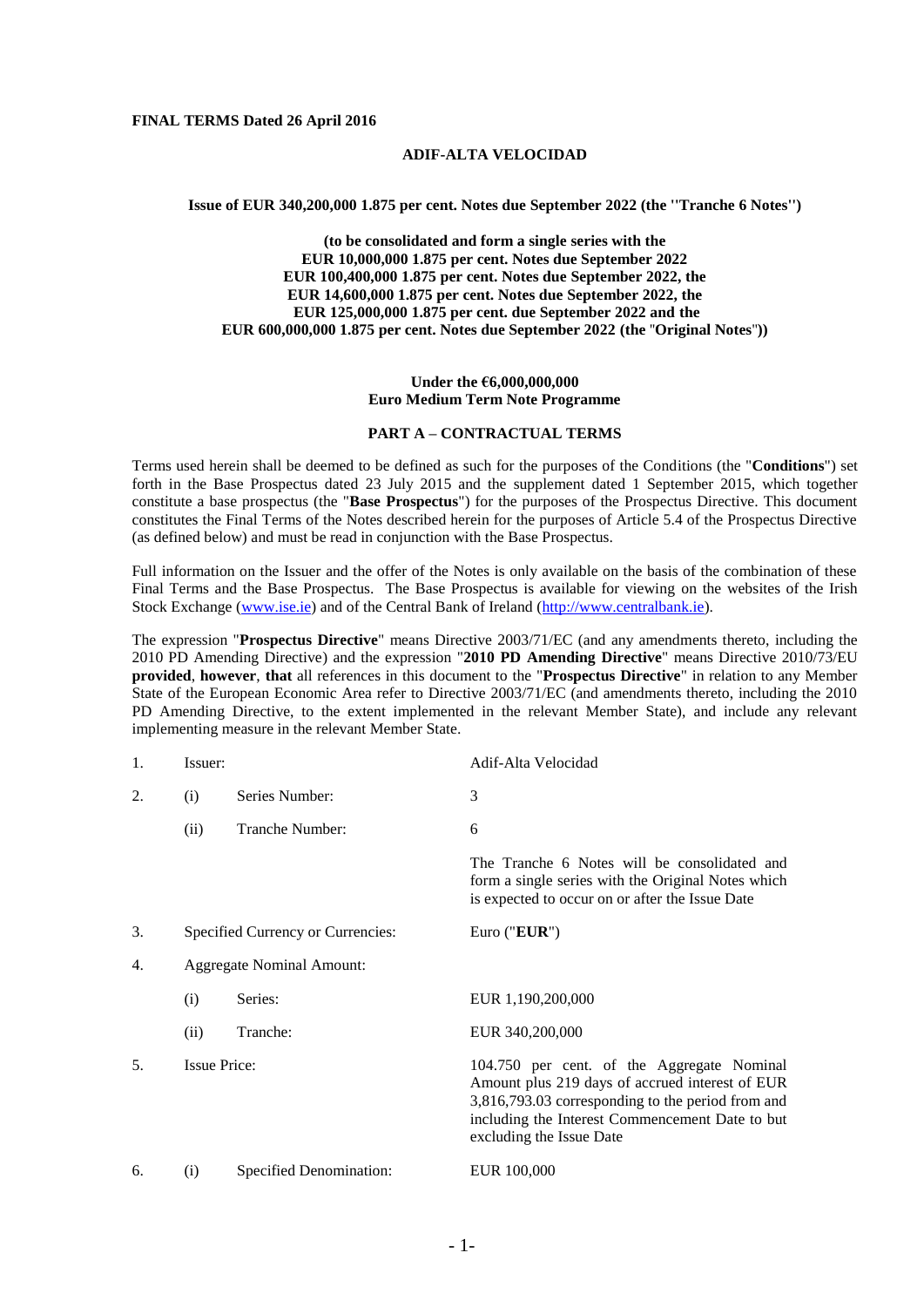**FINAL TERMS Dated 26 April 2016**

**ADIF-ALTA VELOCIDAD**

**Issue of EUR 340,200,000 1.875 per cent. Notes due September 2022 (the "Tranche 6 Notes")**

**(to be consolidated and form a single series with the
EUR 10,000,000 1.875 per cent. Notes due September 2022
EUR 100,400,000 1.875 per cent. Notes due September 2022, the
EUR 14,600,000 1.875 per cent. Notes due September 2022, the
EUR 125,000,000 1.875 per cent. due September 2022 and the
EUR 600,000,000 1.875 per cent. Notes due September 2022 (the "Original Notes"))**

**Under the €6,000,000,000
Euro Medium Term Note Programme**

**PART A – CONTRACTUAL TERMS**

Terms used herein shall be deemed to be defined as such for the purposes of the Conditions (the "**Conditions**") set forth in the Base Prospectus dated 23 July 2015 and the supplement dated 1 September 2015, which together constitute a base prospectus (the "**Base Prospectus**") for the purposes of the Prospectus Directive. This document constitutes the Final Terms of the Notes described herein for the purposes of Article 5.4 of the Prospectus Directive (as defined below) and must be read in conjunction with the Base Prospectus.

Full information on the Issuer and the offer of the Notes is only available on the basis of the combination of these Final Terms and the Base Prospectus. The Base Prospectus is available for viewing on the websites of the Irish Stock Exchange (www.ise.ie) and of the Central Bank of Ireland (http://www.centralbank.ie).

The expression "**Prospectus Directive**" means Directive 2003/71/EC (and any amendments thereto, including the 2010 PD Amending Directive) and the expression "**2010 PD Amending Directive**" means Directive 2010/73/EU **provided**, **however**, **that** all references in this document to the "**Prospectus Directive**" in relation to any Member State of the European Economic Area refer to Directive 2003/71/EC (and amendments thereto, including the 2010 PD Amending Directive, to the extent implemented in the relevant Member State), and include any relevant implementing measure in the relevant Member State.

| | | | |
|---|---|---|---|
| 1. | Issuer: | | Adif-Alta Velocidad |
| 2. | (i) | Series Number: | 3 |
| | (ii) | Tranche Number: | 6 |
| | | | The Tranche 6 Notes will be consolidated and form a single series with the Original Notes which is expected to occur on or after the Issue Date |
| 3. | Specified Currency or Currencies: | | Euro ("**EUR**") |
| 4. | Aggregate Nominal Amount: | | |
| | (i) | Series: | EUR 1,190,200,000 |
| | (ii) | Tranche: | EUR 340,200,000 |
| 5. | Issue Price: | | 104.750 per cent. of the Aggregate Nominal Amount plus 219 days of accrued interest of EUR 3,816,793.03 corresponding to the period from and including the Interest Commencement Date to but excluding the Issue Date |
| 6. | (i) | Specified Denomination: | EUR 100,000 |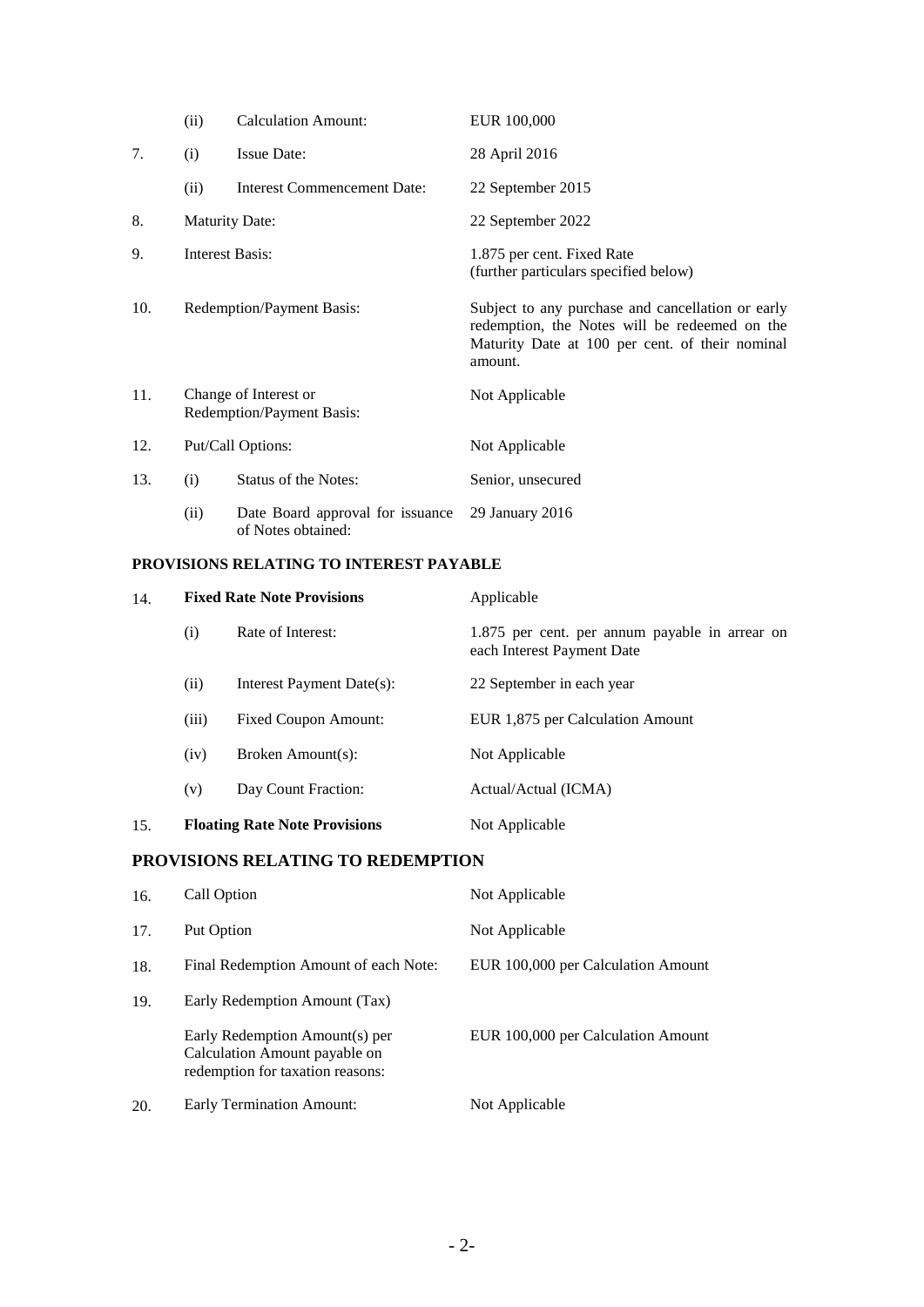| | | | |
|---|---|---|---|
| | (ii) | Calculation Amount: | EUR 100,000 |
| 7. | (i) | Issue Date: | 28 April 2016 |
| | (ii) | Interest Commencement Date: | 22 September 2015 |
| 8. | Maturity Date: | | 22 September 2022 |
| 9. | Interest Basis: | | 1.875 per cent. Fixed Rate (further particulars specified below) |
| 10. | Redemption/Payment Basis: | | Subject to any purchase and cancellation or early redemption, the Notes will be redeemed on the Maturity Date at 100 per cent. of their nominal amount. |
| 11. | Change of Interest or Redemption/Payment Basis: | | Not Applicable |
| 12. | Put/Call Options: | | Not Applicable |
| 13. | (i) | Status of the Notes: | Senior, unsecured |
| | (ii) | Date Board approval for issuance of Notes obtained: | 29 January 2016 |

## PROVISIONS RELATING TO INTEREST PAYABLE

| | | | |
|---|---|---|---|
| 14. | **Fixed Rate Note Provisions** | | Applicable |
| | (i) | Rate of Interest: | 1.875 per cent. per annum payable in arrear on each Interest Payment Date |
| | (ii) | Interest Payment Date(s): | 22 September in each year |
| | (iii) | Fixed Coupon Amount: | EUR 1,875 per Calculation Amount |
| | (iv) | Broken Amount(s): | Not Applicable |
| | (v) | Day Count Fraction: | Actual/Actual (ICMA) |
| 15. | **Floating Rate Note Provisions** | | Not Applicable |

## PROVISIONS RELATING TO REDEMPTION

| | | |
|---|---|---|
| 16. | Call Option | Not Applicable |
| 17. | Put Option | Not Applicable |
| 18. | Final Redemption Amount of each Note: | EUR 100,000 per Calculation Amount |
| 19. | Early Redemption Amount (Tax) | |
| | Early Redemption Amount(s) per Calculation Amount payable on redemption for taxation reasons: | EUR 100,000 per Calculation Amount |
| 20. | Early Termination Amount: | Not Applicable |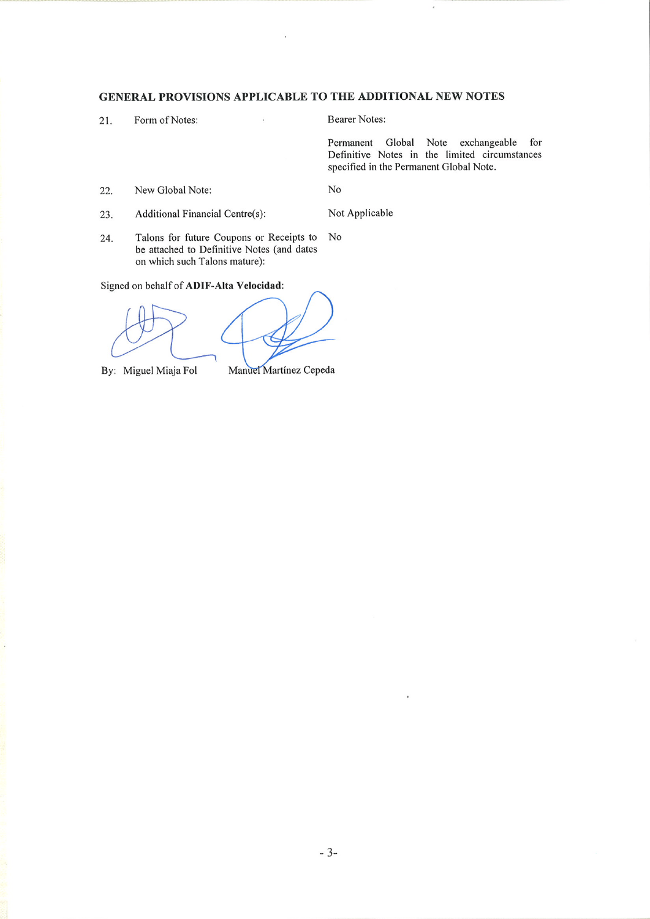## GENERAL PROVISIONS APPLICABLE TO THE ADDITIONAL NEW NOTES

| | | |
|---|---|---|
| 21. | Form of Notes: | Bearer Notes:<br><br>Permanent Global Note exchangeable for Definitive Notes in the limited circumstances specified in the Permanent Global Note. |
| 22. | New Global Note: | No |
| 23. | Additional Financial Centre(s): | Not Applicable |
| 24. | Talons for future Coupons or Receipts to be attached to Definitive Notes (and dates on which such Talons mature): | No |

Signed on behalf of **ADIF-Alta Velocidad**:

By: Miguel Miaja Fol        Manuel Martínez Cepeda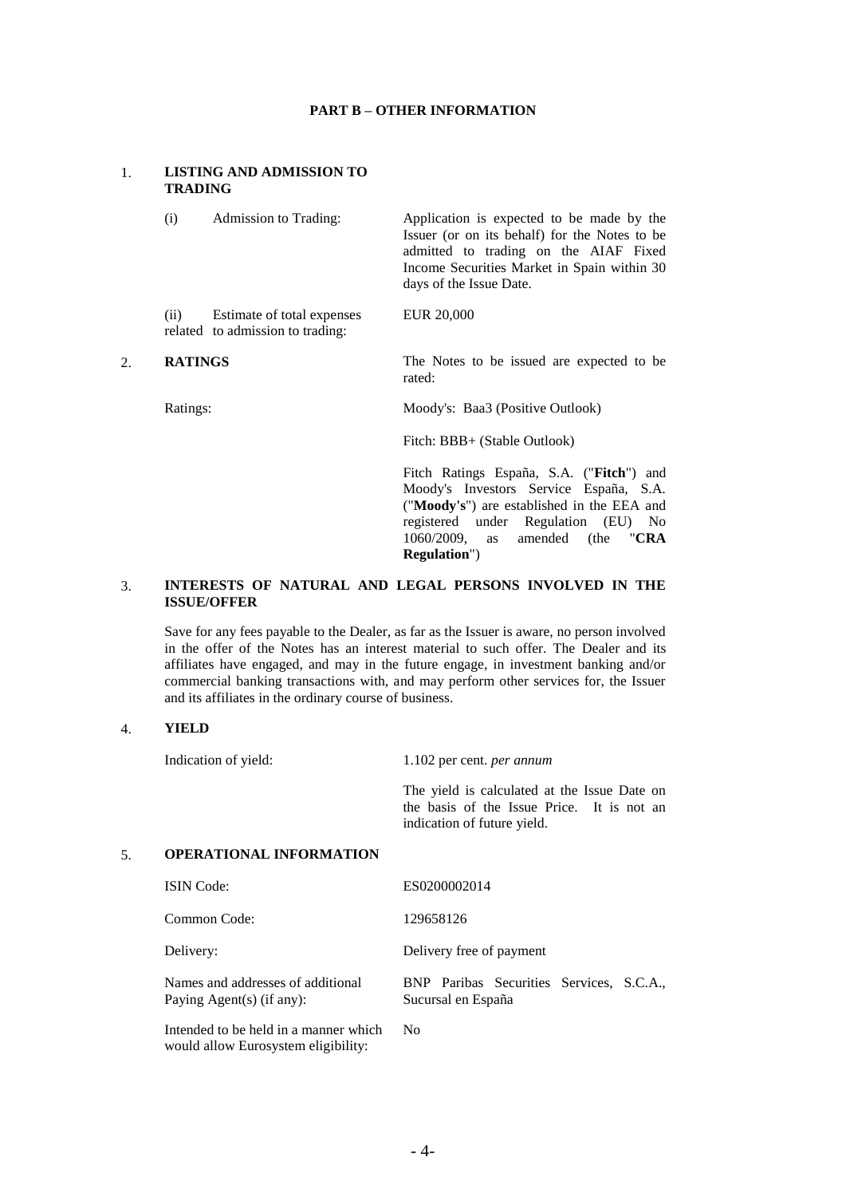**PART B – OTHER INFORMATION**

1. **LISTING AND ADMISSION TO TRADING**

| | |
|---|---|
| (i) Admission to Trading: | Application is expected to be made by the Issuer (or on its behalf) for the Notes to be admitted to trading on the AIAF Fixed Income Securities Market in Spain within 30 days of the Issue Date. |
| (ii) Estimate of total expenses related to admission to trading: | EUR 20,000 |

2. **RATINGS**

| | |
|---|---|
| | The Notes to be issued are expected to be rated: |
| Ratings: | Moody's: Baa3 (Positive Outlook) |
| | Fitch: BBB+ (Stable Outlook) |
| | Fitch Ratings España, S.A. ("**Fitch**") and Moody's Investors Service España, S.A. ("**Moody's**") are established in the EEA and registered under Regulation (EU) No 1060/2009, as amended (the "**CRA Regulation**") |

3. **INTERESTS OF NATURAL AND LEGAL PERSONS INVOLVED IN THE ISSUE/OFFER**

Save for any fees payable to the Dealer, as far as the Issuer is aware, no person involved in the offer of the Notes has an interest material to such offer. The Dealer and its affiliates have engaged, and may in the future engage, in investment banking and/or commercial banking transactions with, and may perform other services for, the Issuer and its affiliates in the ordinary course of business.

4. **YIELD**

| | |
|---|---|
| Indication of yield: | 1.102 per cent. *per annum* |
| | The yield is calculated at the Issue Date on the basis of the Issue Price. It is not an indication of future yield. |

5. **OPERATIONAL INFORMATION**

| | |
|---|---|
| ISIN Code: | ES0200002014 |
| Common Code: | 129658126 |
| Delivery: | Delivery free of payment |
| Names and addresses of additional Paying Agent(s) (if any): | BNP Paribas Securities Services, S.C.A., Sucursal en España |
| Intended to be held in a manner which would allow Eurosystem eligibility: | No |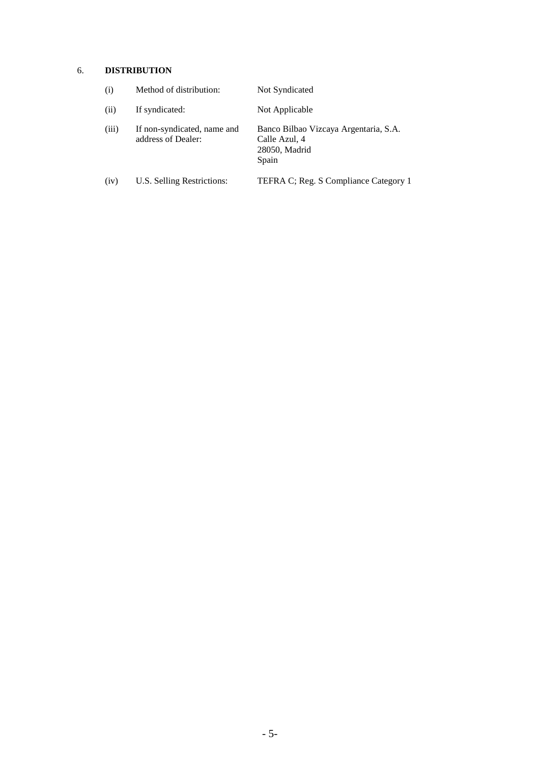## 6. DISTRIBUTION

| | | |
|---|---|---|
| (i) | Method of distribution: | Not Syndicated |
| (ii) | If syndicated: | Not Applicable |
| (iii) | If non-syndicated, name and address of Dealer: | Banco Bilbao Vizcaya Argentaria, S.A.<br>Calle Azul, 4<br>28050, Madrid<br>Spain |
| (iv) | U.S. Selling Restrictions: | TEFRA C; Reg. S Compliance Category 1 |